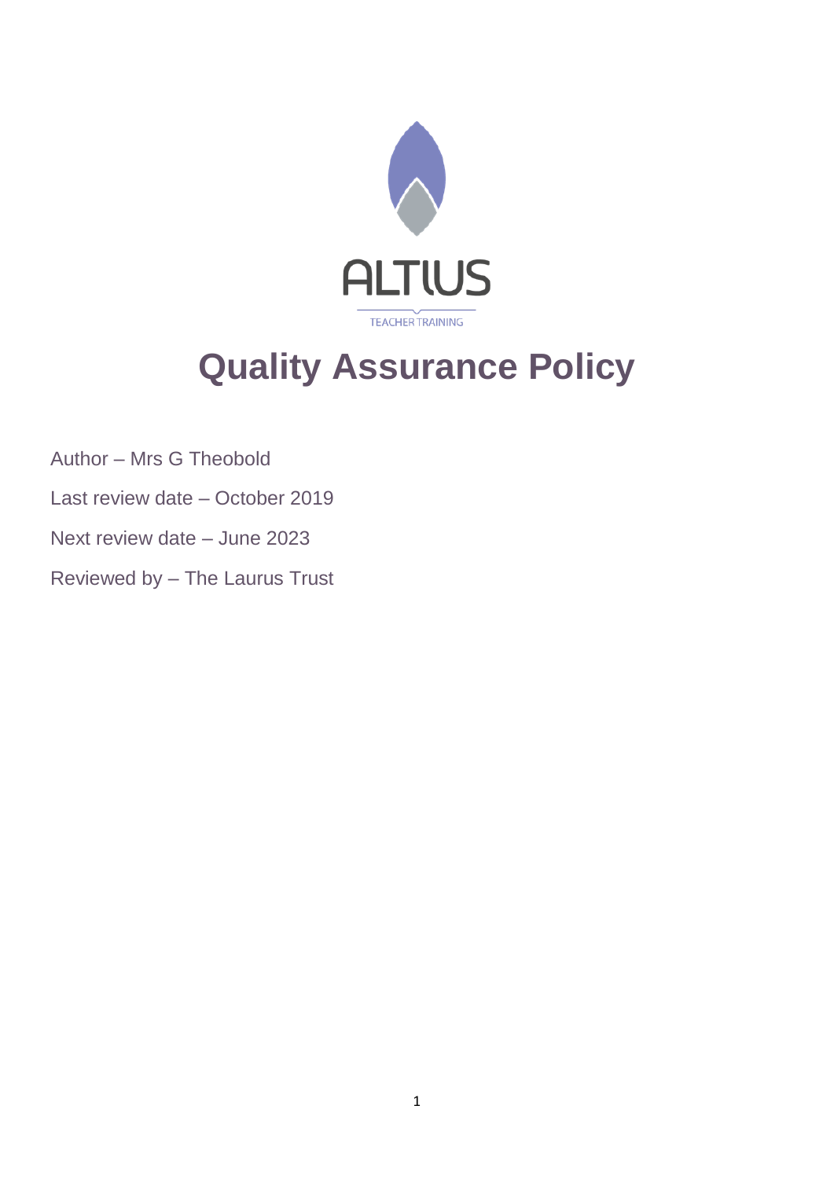ALTIUS

TEACHER TRAINING

# Quality Assurance Policy

Author – Mrs G Theobold

Last review date – October 2019

Next review date – June 2023

Reviewed by – The Laurus Trust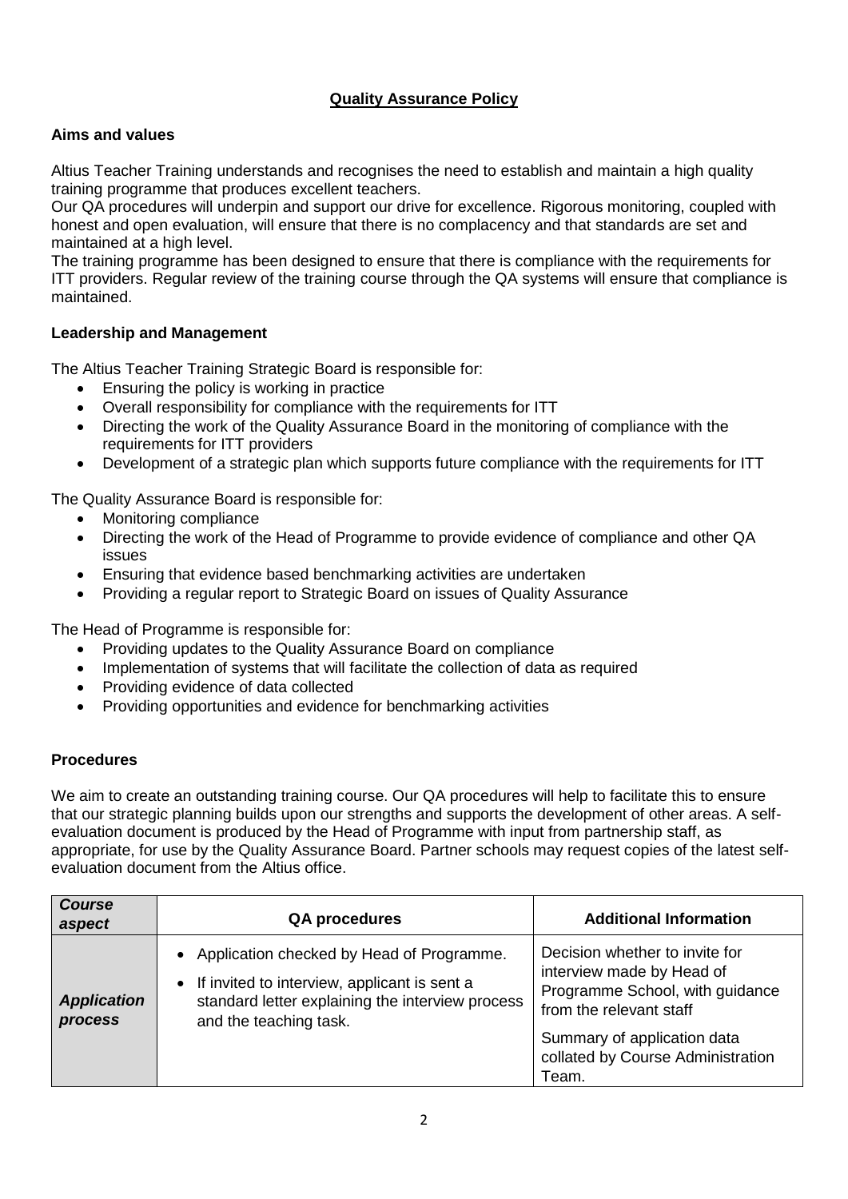# Quality Assurance Policy

## Aims and values

Altius Teacher Training understands and recognises the need to establish and maintain a high quality training programme that produces excellent teachers.

Our QA procedures will underpin and support our drive for excellence. Rigorous monitoring, coupled with honest and open evaluation, will ensure that there is no complacency and that standards are set and maintained at a high level.

The training programme has been designed to ensure that there is compliance with the requirements for ITT providers. Regular review of the training course through the QA systems will ensure that compliance is maintained.

## Leadership and Management

The Altius Teacher Training Strategic Board is responsible for:

- Ensuring the policy is working in practice
- Overall responsibility for compliance with the requirements for ITT
- Directing the work of the Quality Assurance Board in the monitoring of compliance with the requirements for ITT providers
- Development of a strategic plan which supports future compliance with the requirements for ITT

The Quality Assurance Board is responsible for:

- Monitoring compliance
- Directing the work of the Head of Programme to provide evidence of compliance and other QA issues
- Ensuring that evidence based benchmarking activities are undertaken
- Providing a regular report to Strategic Board on issues of Quality Assurance

The Head of Programme is responsible for:

- Providing updates to the Quality Assurance Board on compliance
- Implementation of systems that will facilitate the collection of data as required
- Providing evidence of data collected
- Providing opportunities and evidence for benchmarking activities

## Procedures

We aim to create an outstanding training course. Our QA procedures will help to facilitate this to ensure that our strategic planning builds upon our strengths and supports the development of other areas. A self-evaluation document is produced by the Head of Programme with input from partnership staff, as appropriate, for use by the Quality Assurance Board. Partner schools may request copies of the latest self-evaluation document from the Altius office.

| *Course aspect* | QA procedures | Additional Information |
| --- | --- | --- |
| ***Application process*** | • Application checked by Head of Programme.<br>• If invited to interview, applicant is sent a standard letter explaining the interview process and the teaching task. | Decision whether to invite for interview made by Head of Programme School, with guidance from the relevant staff<br><br>Summary of application data collated by Course Administration Team. |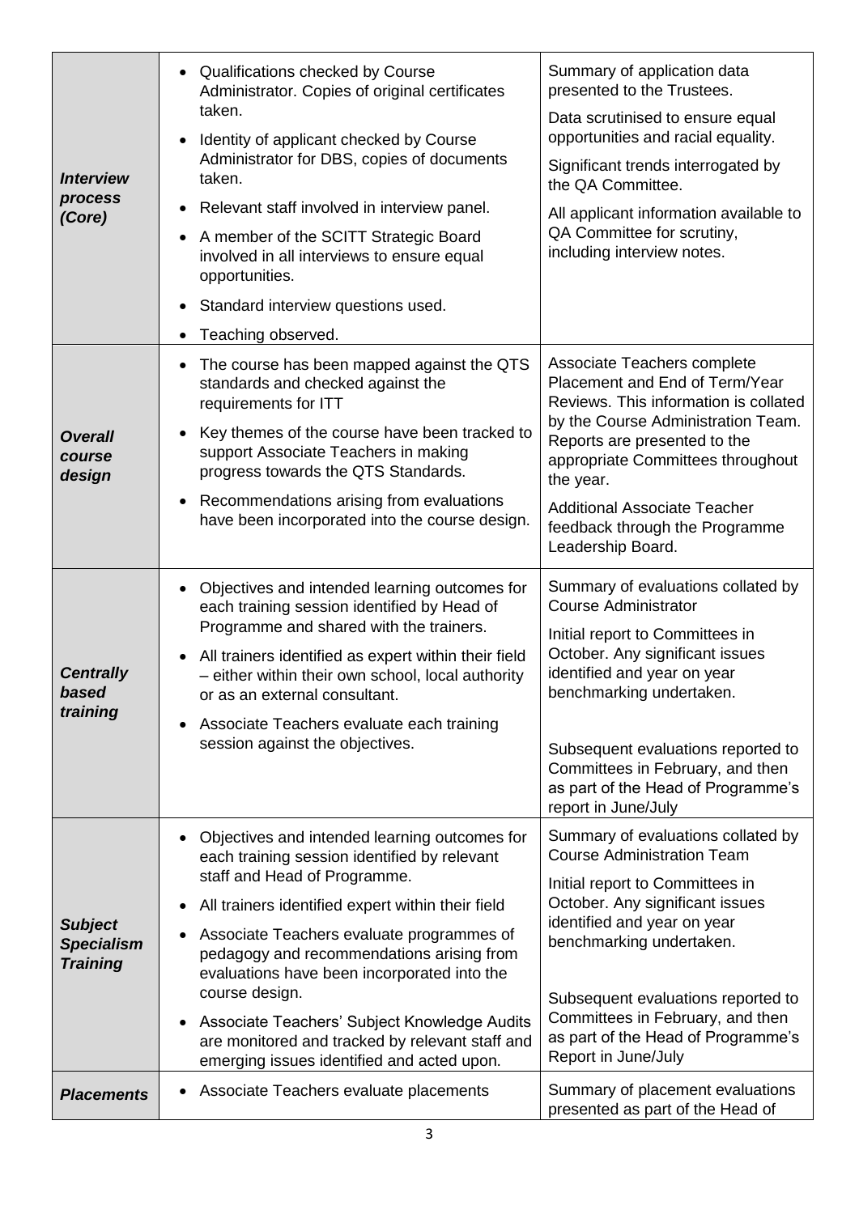| | | |
|---|---|---|
| ***Interview process (Core)*** | • Qualifications checked by Course Administrator. Copies of original certificates taken.<br>• Identity of applicant checked by Course Administrator for DBS, copies of documents taken.<br>• Relevant staff involved in interview panel.<br>• A member of the SCITT Strategic Board involved in all interviews to ensure equal opportunities.<br>• Standard interview questions used.<br>• Teaching observed. | Summary of application data presented to the Trustees.<br>Data scrutinised to ensure equal opportunities and racial equality.<br>Significant trends interrogated by the QA Committee.<br>All applicant information available to QA Committee for scrutiny, including interview notes. |
| ***Overall course design*** | • The course has been mapped against the QTS standards and checked against the requirements for ITT<br>• Key themes of the course have been tracked to support Associate Teachers in making progress towards the QTS Standards.<br>• Recommendations arising from evaluations have been incorporated into the course design. | Associate Teachers complete Placement and End of Term/Year Reviews. This information is collated by the Course Administration Team. Reports are presented to the appropriate Committees throughout the year.<br>Additional Associate Teacher feedback through the Programme Leadership Board. |
| ***Centrally based training*** | • Objectives and intended learning outcomes for each training session identified by Head of Programme and shared with the trainers.<br>• All trainers identified as expert within their field – either within their own school, local authority or as an external consultant.<br>• Associate Teachers evaluate each training session against the objectives. | Summary of evaluations collated by Course Administrator<br>Initial report to Committees in October. Any significant issues identified and year on year benchmarking undertaken.<br><br>Subsequent evaluations reported to Committees in February, and then as part of the Head of Programme's report in June/July |
| ***Subject Specialism Training*** | • Objectives and intended learning outcomes for each training session identified by relevant staff and Head of Programme.<br>• All trainers identified expert within their field<br>• Associate Teachers evaluate programmes of pedagogy and recommendations arising from evaluations have been incorporated into the course design.<br>• Associate Teachers' Subject Knowledge Audits are monitored and tracked by relevant staff and emerging issues identified and acted upon. | Summary of evaluations collated by Course Administration Team<br>Initial report to Committees in October. Any significant issues identified and year on year benchmarking undertaken.<br><br>Subsequent evaluations reported to Committees in February, and then as part of the Head of Programme's Report in June/July |
| ***Placements*** | • Associate Teachers evaluate placements | Summary of placement evaluations presented as part of the Head of |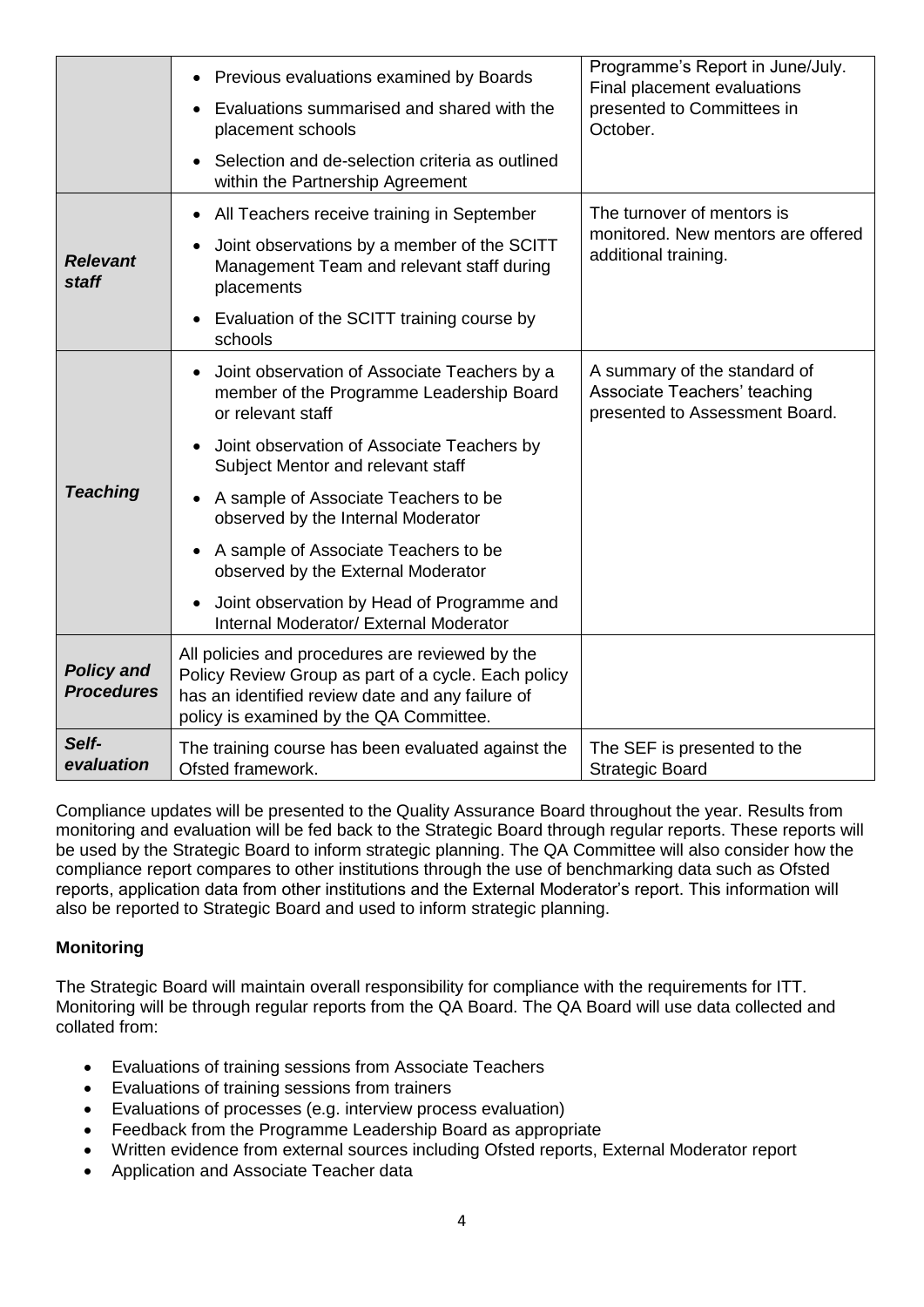| | | |
|---|---|---|
| | • Previous evaluations examined by Boards<br>• Evaluations summarised and shared with the placement schools<br>• Selection and de-selection criteria as outlined within the Partnership Agreement | Programme's Report in June/July. Final placement evaluations presented to Committees in October. |
| ***Relevant staff*** | • All Teachers receive training in September<br>• Joint observations by a member of the SCITT Management Team and relevant staff during placements<br>• Evaluation of the SCITT training course by schools | The turnover of mentors is monitored. New mentors are offered additional training. |
| ***Teaching*** | • Joint observation of Associate Teachers by a member of the Programme Leadership Board or relevant staff<br>• Joint observation of Associate Teachers by Subject Mentor and relevant staff<br>• A sample of Associate Teachers to be observed by the Internal Moderator<br>• A sample of Associate Teachers to be observed by the External Moderator<br>• Joint observation by Head of Programme and Internal Moderator/ External Moderator | A summary of the standard of Associate Teachers' teaching presented to Assessment Board. |
| ***Policy and Procedures*** | All policies and procedures are reviewed by the Policy Review Group as part of a cycle. Each policy has an identified review date and any failure of policy is examined by the QA Committee. | |
| ***Self-evaluation*** | The training course has been evaluated against the Ofsted framework. | The SEF is presented to the Strategic Board |

Compliance updates will be presented to the Quality Assurance Board throughout the year. Results from monitoring and evaluation will be fed back to the Strategic Board through regular reports. These reports will be used by the Strategic Board to inform strategic planning. The QA Committee will also consider how the compliance report compares to other institutions through the use of benchmarking data such as Ofsted reports, application data from other institutions and the External Moderator's report. This information will also be reported to Strategic Board and used to inform strategic planning.

**Monitoring**

The Strategic Board will maintain overall responsibility for compliance with the requirements for ITT. Monitoring will be through regular reports from the QA Board. The QA Board will use data collected and collated from:

- Evaluations of training sessions from Associate Teachers
- Evaluations of training sessions from trainers
- Evaluations of processes (e.g. interview process evaluation)
- Feedback from the Programme Leadership Board as appropriate
- Written evidence from external sources including Ofsted reports, External Moderator report
- Application and Associate Teacher data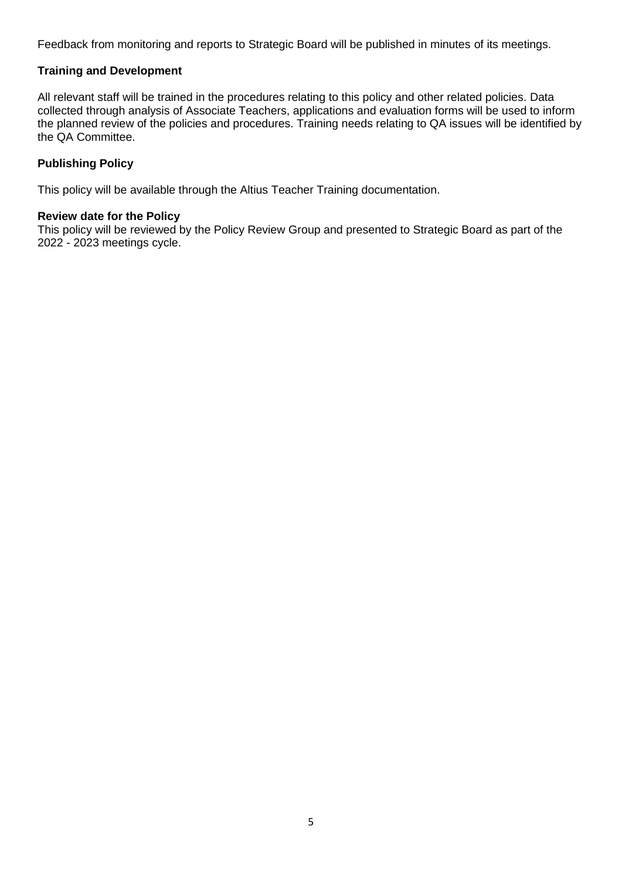Feedback from monitoring and reports to Strategic Board will be published in minutes of its meetings.

**Training and Development**

All relevant staff will be trained in the procedures relating to this policy and other related policies. Data collected through analysis of Associate Teachers, applications and evaluation forms will be used to inform the planned review of the policies and procedures. Training needs relating to QA issues will be identified by the QA Committee.

**Publishing Policy**

This policy will be available through the Altius Teacher Training documentation.

**Review date for the Policy**

This policy will be reviewed by the Policy Review Group and presented to Strategic Board as part of the 2022 - 2023 meetings cycle.